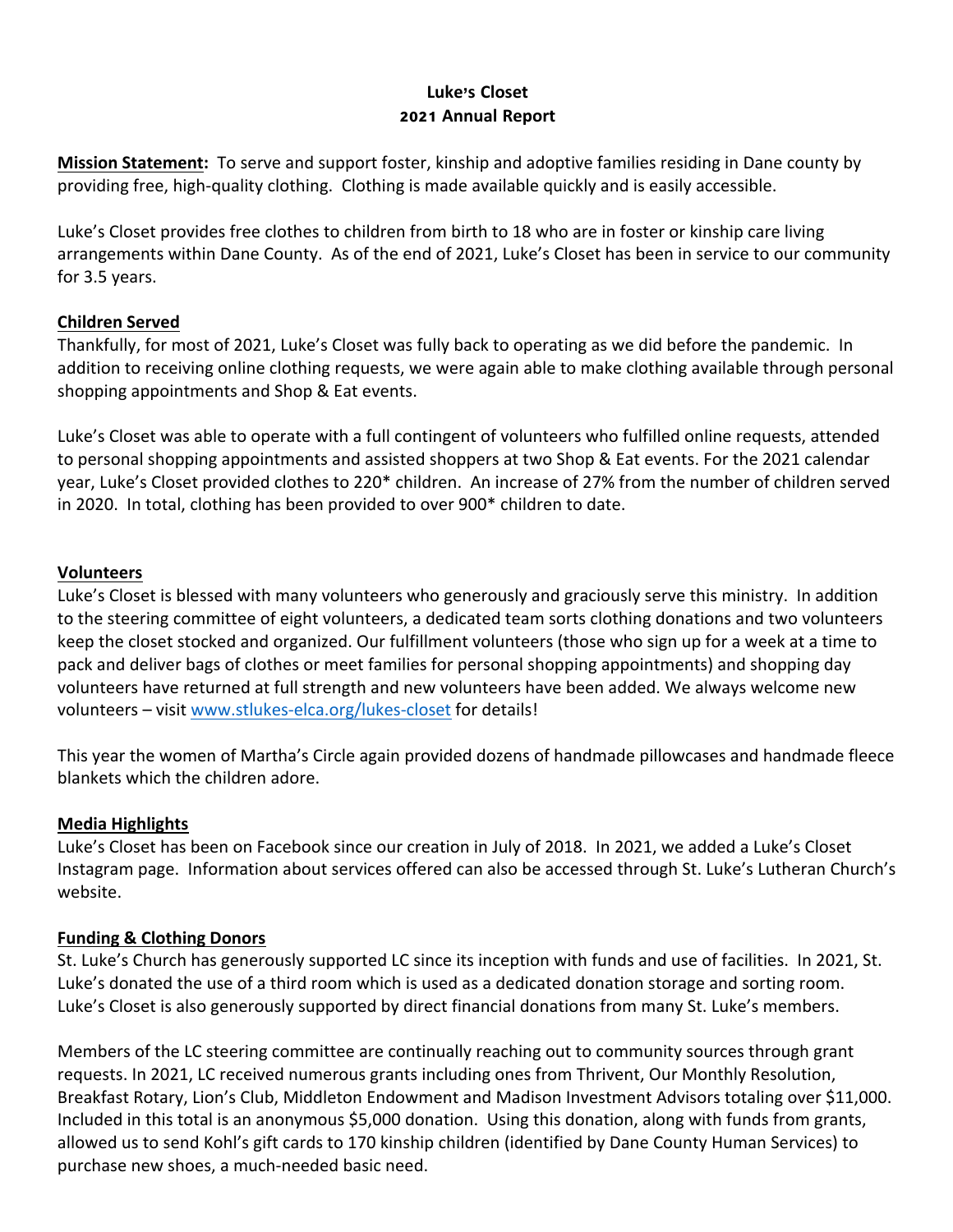# Luke's Closet
## 2021 Annual Report

**Mission Statement:** To serve and support foster, kinship and adoptive families residing in Dane county by providing free, high-quality clothing. Clothing is made available quickly and is easily accessible.

Luke's Closet provides free clothes to children from birth to 18 who are in foster or kinship care living arrangements within Dane County. As of the end of 2021, Luke's Closet has been in service to our community for 3.5 years.

### Children Served

Thankfully, for most of 2021, Luke's Closet was fully back to operating as we did before the pandemic. In addition to receiving online clothing requests, we were again able to make clothing available through personal shopping appointments and Shop & Eat events.

Luke's Closet was able to operate with a full contingent of volunteers who fulfilled online requests, attended to personal shopping appointments and assisted shoppers at two Shop & Eat events. For the 2021 calendar year, Luke's Closet provided clothes to 220* children. An increase of 27% from the number of children served in 2020. In total, clothing has been provided to over 900* children to date.

### Volunteers

Luke's Closet is blessed with many volunteers who generously and graciously serve this ministry. In addition to the steering committee of eight volunteers, a dedicated team sorts clothing donations and two volunteers keep the closet stocked and organized. Our fulfillment volunteers (those who sign up for a week at a time to pack and deliver bags of clothes or meet families for personal shopping appointments) and shopping day volunteers have returned at full strength and new volunteers have been added. We always welcome new volunteers – visit [www.stlukes-elca.org/lukes-closet](http://www.stlukes-elca.org/lukes-closet) for details!

This year the women of Martha's Circle again provided dozens of handmade pillowcases and handmade fleece blankets which the children adore.

### Media Highlights

Luke's Closet has been on Facebook since our creation in July of 2018. In 2021, we added a Luke's Closet Instagram page. Information about services offered can also be accessed through St. Luke's Lutheran Church's website.

### Funding & Clothing Donors

St. Luke's Church has generously supported LC since its inception with funds and use of facilities. In 2021, St. Luke's donated the use of a third room which is used as a dedicated donation storage and sorting room. Luke's Closet is also generously supported by direct financial donations from many St. Luke's members.

Members of the LC steering committee are continually reaching out to community sources through grant requests. In 2021, LC received numerous grants including ones from Thrivent, Our Monthly Resolution, Breakfast Rotary, Lion's Club, Middleton Endowment and Madison Investment Advisors totaling over $11,000. Included in this total is an anonymous $5,000 donation. Using this donation, along with funds from grants, allowed us to send Kohl's gift cards to 170 kinship children (identified by Dane County Human Services) to purchase new shoes, a much-needed basic need.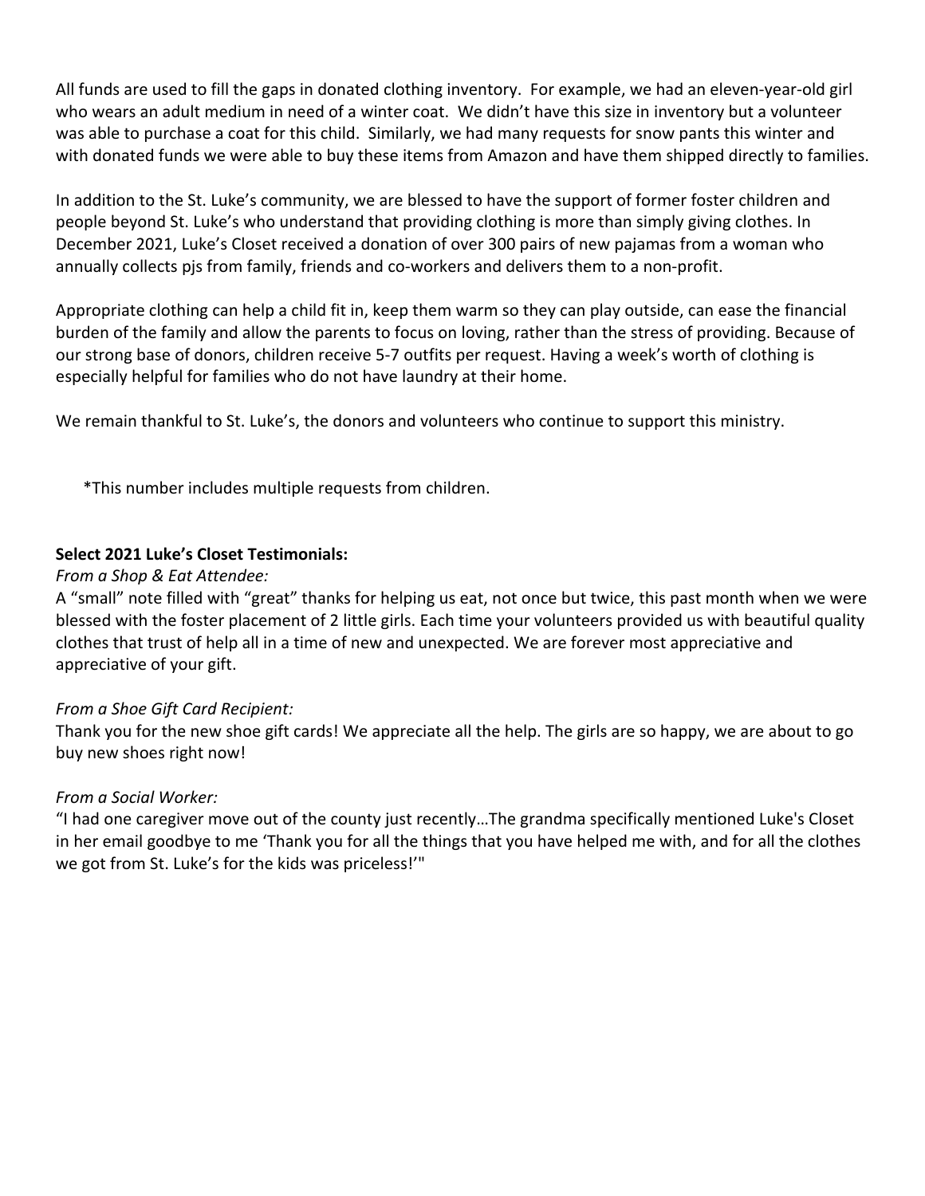All funds are used to fill the gaps in donated clothing inventory. For example, we had an eleven-year-old girl who wears an adult medium in need of a winter coat. We didn't have this size in inventory but a volunteer was able to purchase a coat for this child. Similarly, we had many requests for snow pants this winter and with donated funds we were able to buy these items from Amazon and have them shipped directly to families.

In addition to the St. Luke's community, we are blessed to have the support of former foster children and people beyond St. Luke's who understand that providing clothing is more than simply giving clothes. In December 2021, Luke's Closet received a donation of over 300 pairs of new pajamas from a woman who annually collects pjs from family, friends and co-workers and delivers them to a non-profit.

Appropriate clothing can help a child fit in, keep them warm so they can play outside, can ease the financial burden of the family and allow the parents to focus on loving, rather than the stress of providing. Because of our strong base of donors, children receive 5-7 outfits per request. Having a week's worth of clothing is especially helpful for families who do not have laundry at their home.

We remain thankful to St. Luke's, the donors and volunteers who continue to support this ministry.

*This number includes multiple requests from children.

**Select 2021 Luke's Closet Testimonials:**

*From a Shop & Eat Attendee:*

A "small" note filled with "great" thanks for helping us eat, not once but twice, this past month when we were blessed with the foster placement of 2 little girls. Each time your volunteers provided us with beautiful quality clothes that trust of help all in a time of new and unexpected. We are forever most appreciative and appreciative of your gift.

*From a Shoe Gift Card Recipient:*

Thank you for the new shoe gift cards! We appreciate all the help. The girls are so happy, we are about to go buy new shoes right now!

*From a Social Worker:*

"I had one caregiver move out of the county just recently…The grandma specifically mentioned Luke's Closet in her email goodbye to me 'Thank you for all the things that you have helped me with, and for all the clothes we got from St. Luke's for the kids was priceless!'"